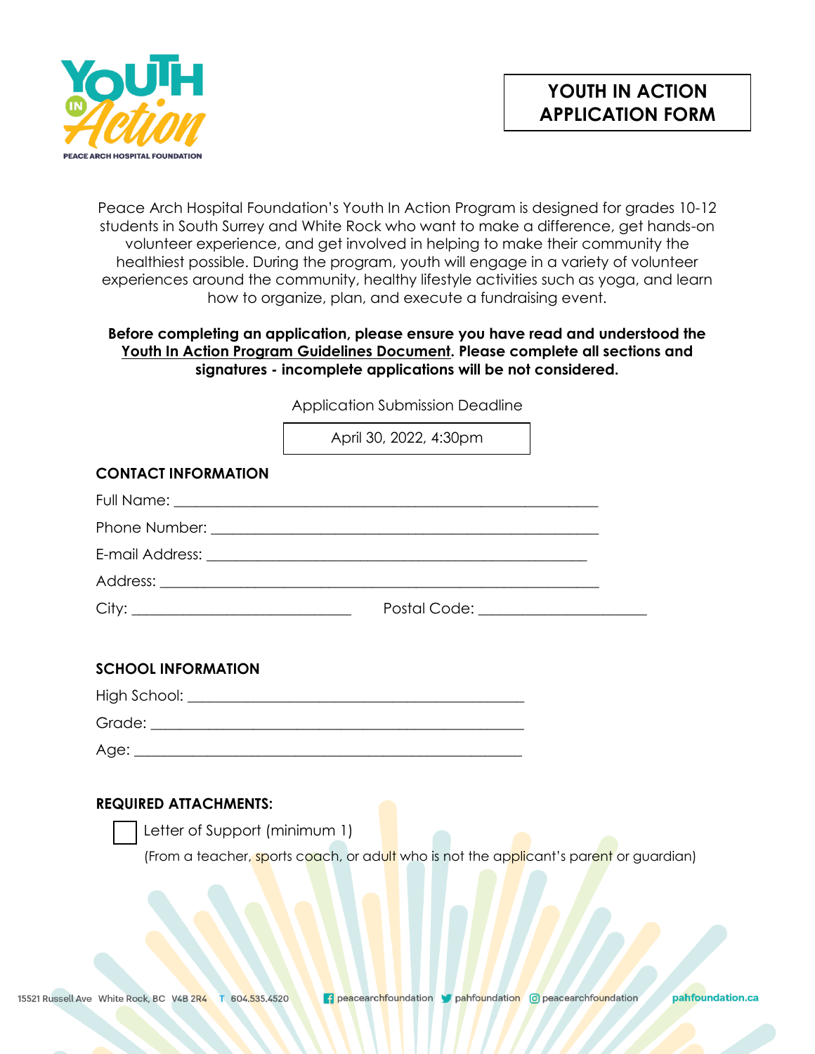# YOUTH IN ACTION APPLICATION FORM

Peace Arch Hospital Foundation's Youth In Action Program is designed for grades 10-12 students in South Surrey and White Rock who want to make a difference, get hands-on volunteer experience, and get involved in helping to make their community the healthiest possible. During the program, youth will engage in a variety of volunteer experiences around the community, healthy lifestyle activities such as yoga, and learn how to organize, plan, and execute a fundraising event.

**Before completing an application, please ensure you have read and understood the Youth In Action Program Guidelines Document. Please complete all sections and signatures - incomplete applications will be not considered.**

Application Submission Deadline

April 30, 2022, 4:30pm

## CONTACT INFORMATION

Full Name: ______________________________________________

Phone Number: __________________________________________

E-mail Address: _________________________________________

Address: _______________________________________________

City: _______________________ Postal Code: ___________________

## SCHOOL INFORMATION

High School: _____________________________________

Grade: __________________________________________

Age: ___________________________________________

## REQUIRED ATTACHMENTS:

☐ Letter of Support (minimum 1)
(From a teacher, sports coach, or adult who is not the applicant's parent or guardian)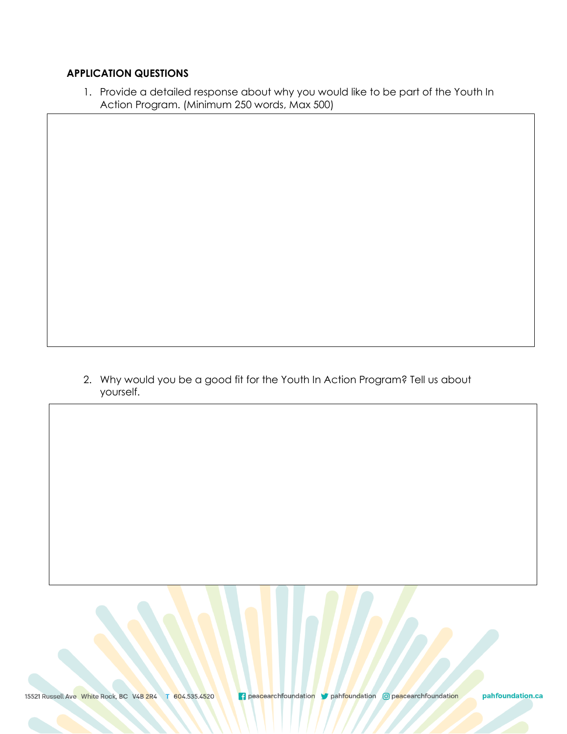**APPLICATION QUESTIONS**

1. Provide a detailed response about why you would like to be part of the Youth In Action Program. (Minimum 250 words, Max 500)

2. Why would you be a good fit for the Youth In Action Program? Tell us about yourself.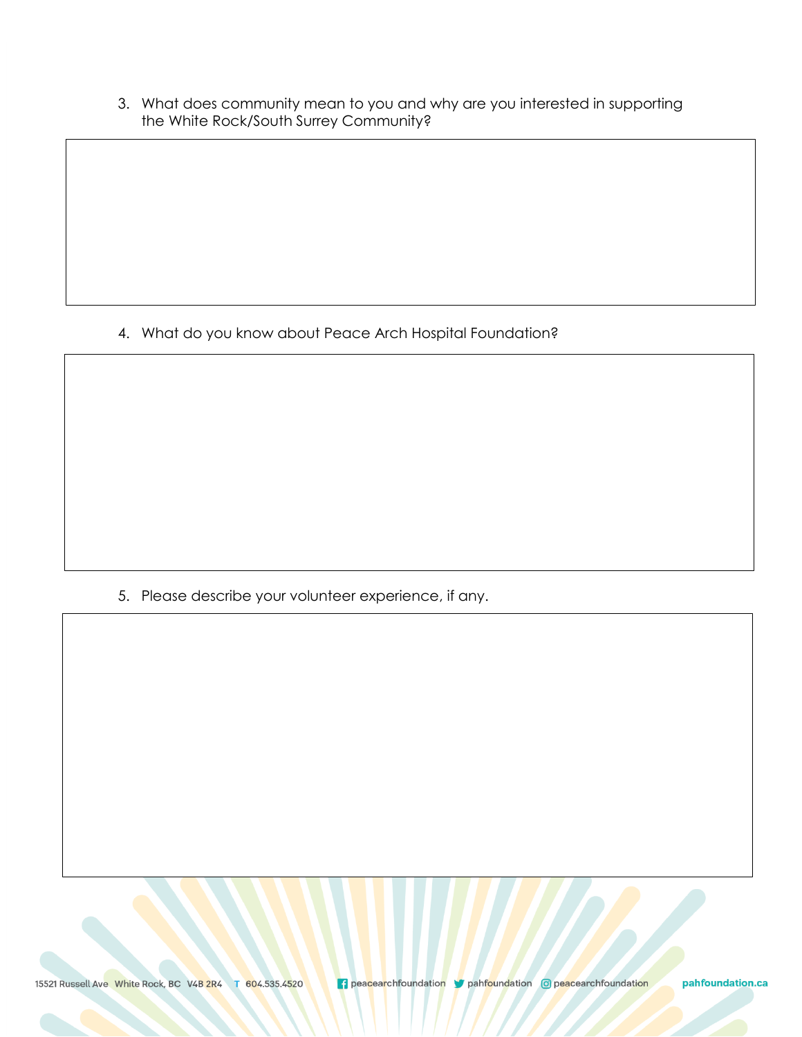3. What does community mean to you and why are you interested in supporting the White Rock/South Surrey Community?

4. What do you know about Peace Arch Hospital Foundation?

5. Please describe your volunteer experience, if any.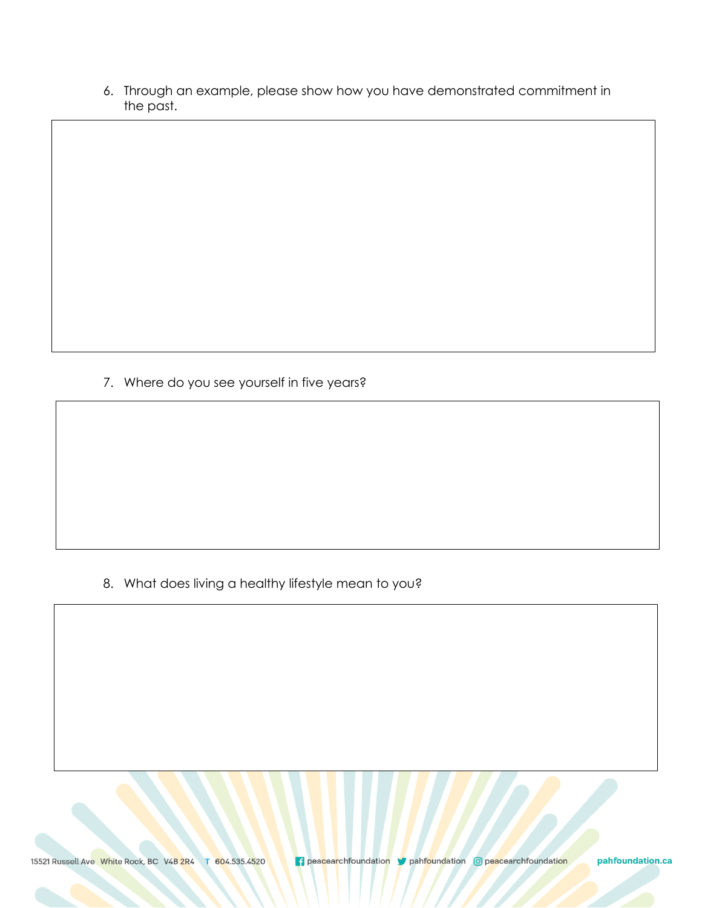6. Through an example, please show how you have demonstrated commitment in the past.

7. Where do you see yourself in five years?

8. What does living a healthy lifestyle mean to you?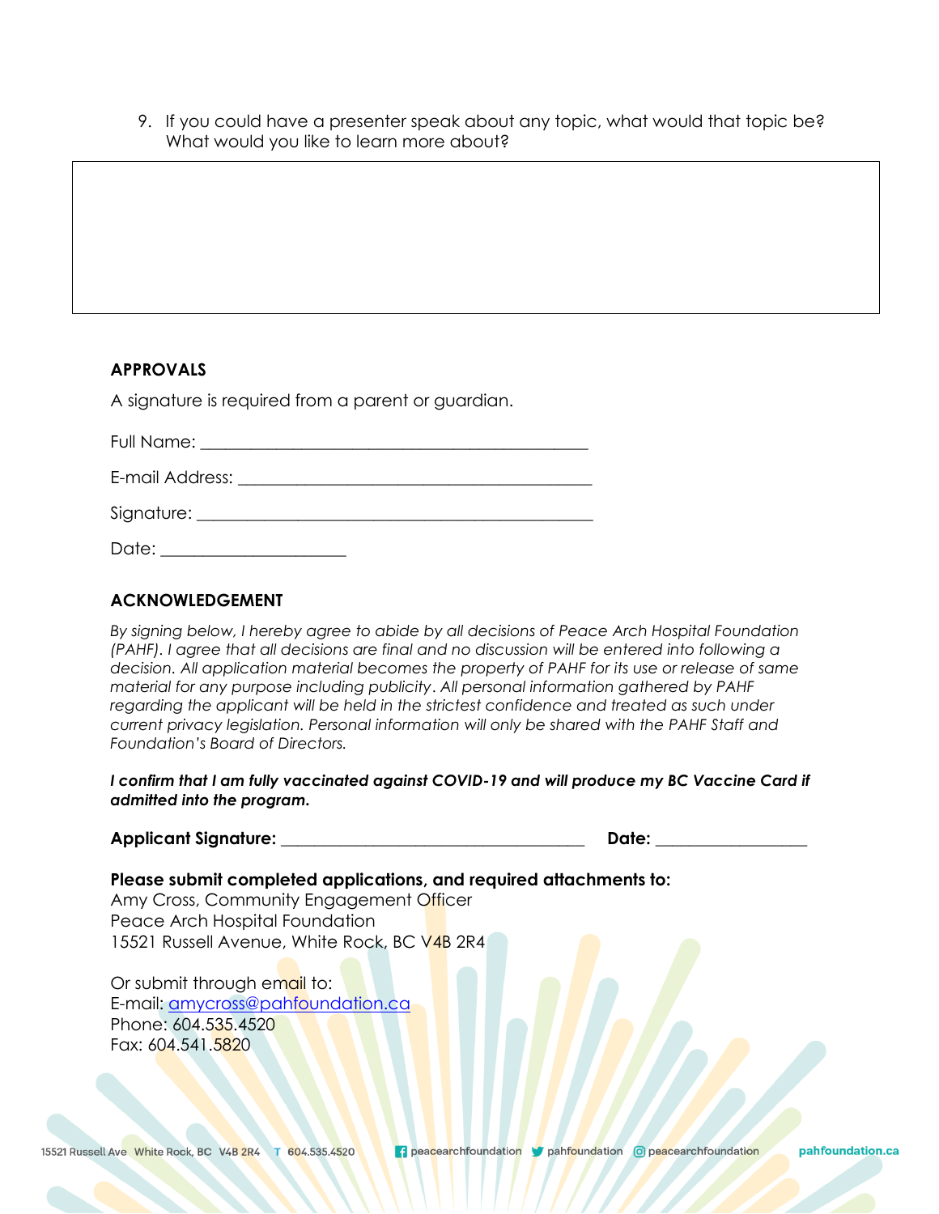9. If you could have a presenter speak about any topic, what would that topic be? What would you like to learn more about?

| |
|---|
| |

### APPROVALS

A signature is required from a parent or guardian.

Full Name: ___________________________________________

E-mail Address: ________________________________________

Signature: _____________________________________________

Date: _____________________

### ACKNOWLEDGEMENT

*By signing below, I hereby agree to abide by all decisions of Peace Arch Hospital Foundation (PAHF). I agree that all decisions are final and no discussion will be entered into following a decision. All application material becomes the property of PAHF for its use or release of same material for any purpose including publicity. All personal information gathered by PAHF regarding the applicant will be held in the strictest confidence and treated as such under current privacy legislation. Personal information will only be shared with the PAHF Staff and Foundation's Board of Directors.*

***I confirm that I am fully vaccinated against COVID-19 and will produce my BC Vaccine Card if admitted into the program.***

**Applicant Signature:** __________________________________ **Date:** _________________

**Please submit completed applications, and required attachments to:**
Amy Cross, Community Engagement Officer
Peace Arch Hospital Foundation
15521 Russell Avenue, White Rock, BC V4B 2R4

Or submit through email to:
E-mail: amycross@pahfoundation.ca
Phone: 604.535.4520
Fax: 604.541.5820